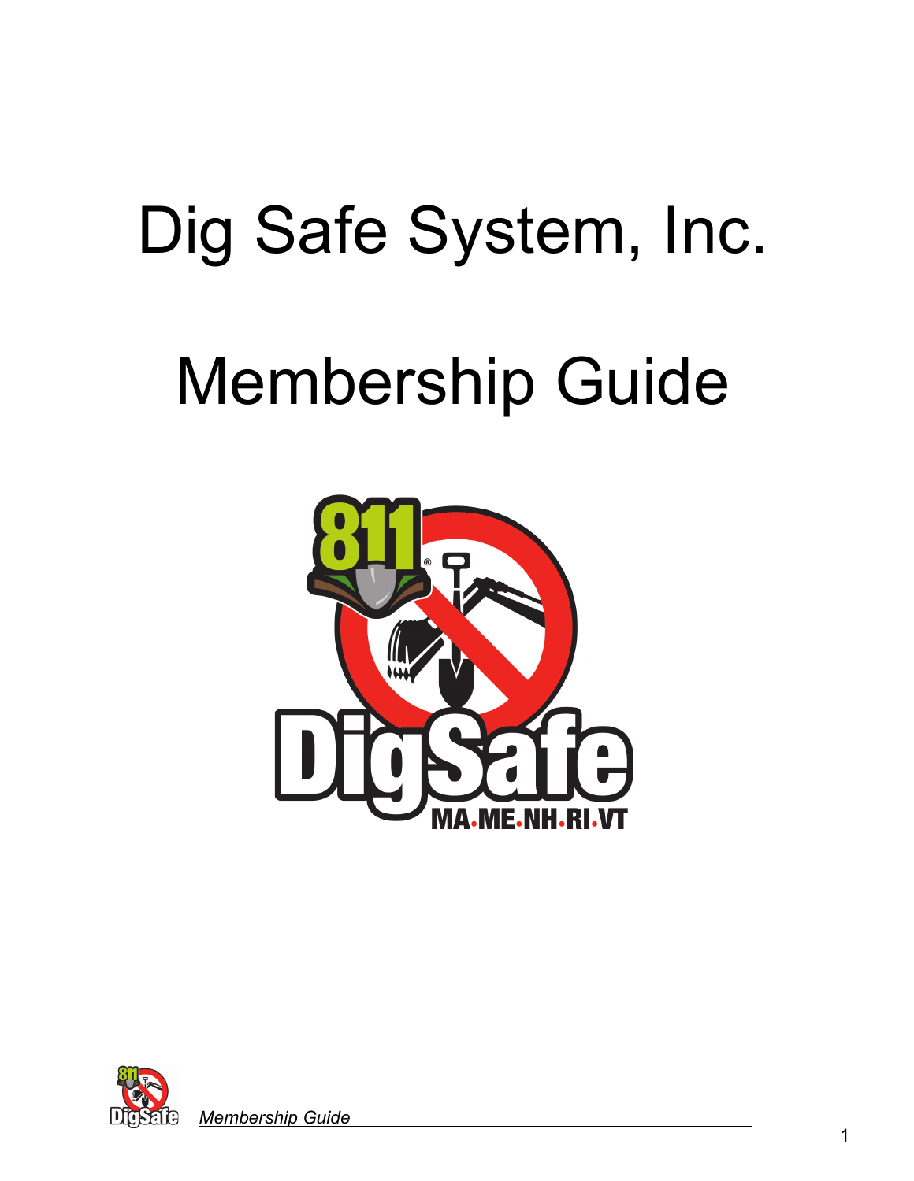# Dig Safe System, Inc.

# Membership Guide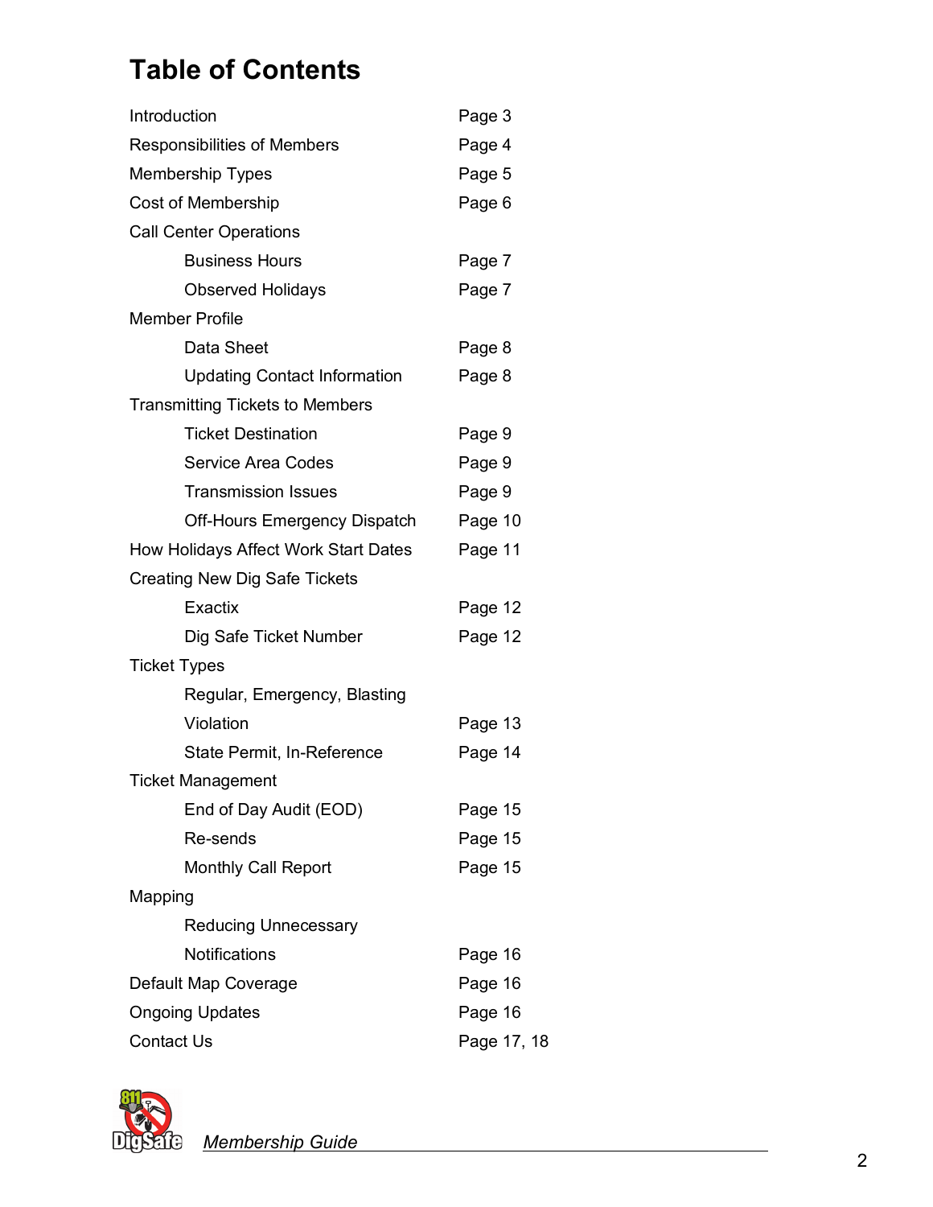# Table of Contents

| | |
|---|---|
| Introduction | Page 3 |
| Responsibilities of Members | Page 4 |
| Membership Types | Page 5 |
| Cost of Membership | Page 6 |
| Call Center Operations | |
| Business Hours | Page 7 |
| Observed Holidays | Page 7 |
| Member Profile | |
| Data Sheet | Page 8 |
| Updating Contact Information | Page 8 |
| Transmitting Tickets to Members | |
| Ticket Destination | Page 9 |
| Service Area Codes | Page 9 |
| Transmission Issues | Page 9 |
| Off-Hours Emergency Dispatch | Page 10 |
| How Holidays Affect Work Start Dates | Page 11 |
| Creating New Dig Safe Tickets | |
| Exactix | Page 12 |
| Dig Safe Ticket Number | Page 12 |
| Ticket Types | |
| Regular, Emergency, Blasting | |
| Violation | Page 13 |
| State Permit, In-Reference | Page 14 |
| Ticket Management | |
| End of Day Audit (EOD) | Page 15 |
| Re-sends | Page 15 |
| Monthly Call Report | Page 15 |
| Mapping | |
| Reducing Unnecessary Notifications | Page 16 |
| Default Map Coverage | Page 16 |
| Ongoing Updates | Page 16 |
| Contact Us | Page 17, 18 |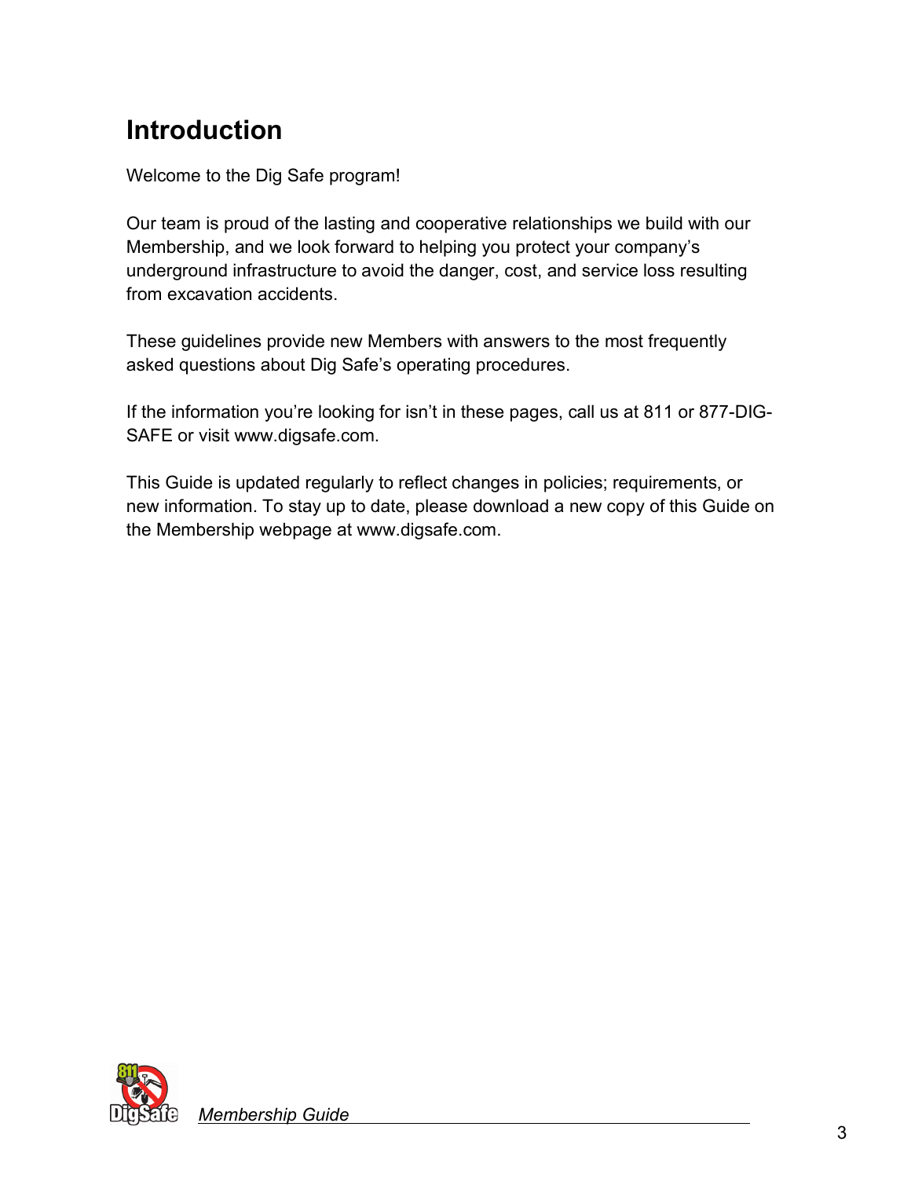# Introduction

Welcome to the Dig Safe program!

Our team is proud of the lasting and cooperative relationships we build with our Membership, and we look forward to helping you protect your company's underground infrastructure to avoid the danger, cost, and service loss resulting from excavation accidents.

These guidelines provide new Members with answers to the most frequently asked questions about Dig Safe's operating procedures.

If the information you're looking for isn't in these pages, call us at 811 or 877-DIG-SAFE or visit www.digsafe.com.

This Guide is updated regularly to reflect changes in policies; requirements, or new information. To stay up to date, please download a new copy of this Guide on the Membership webpage at www.digsafe.com.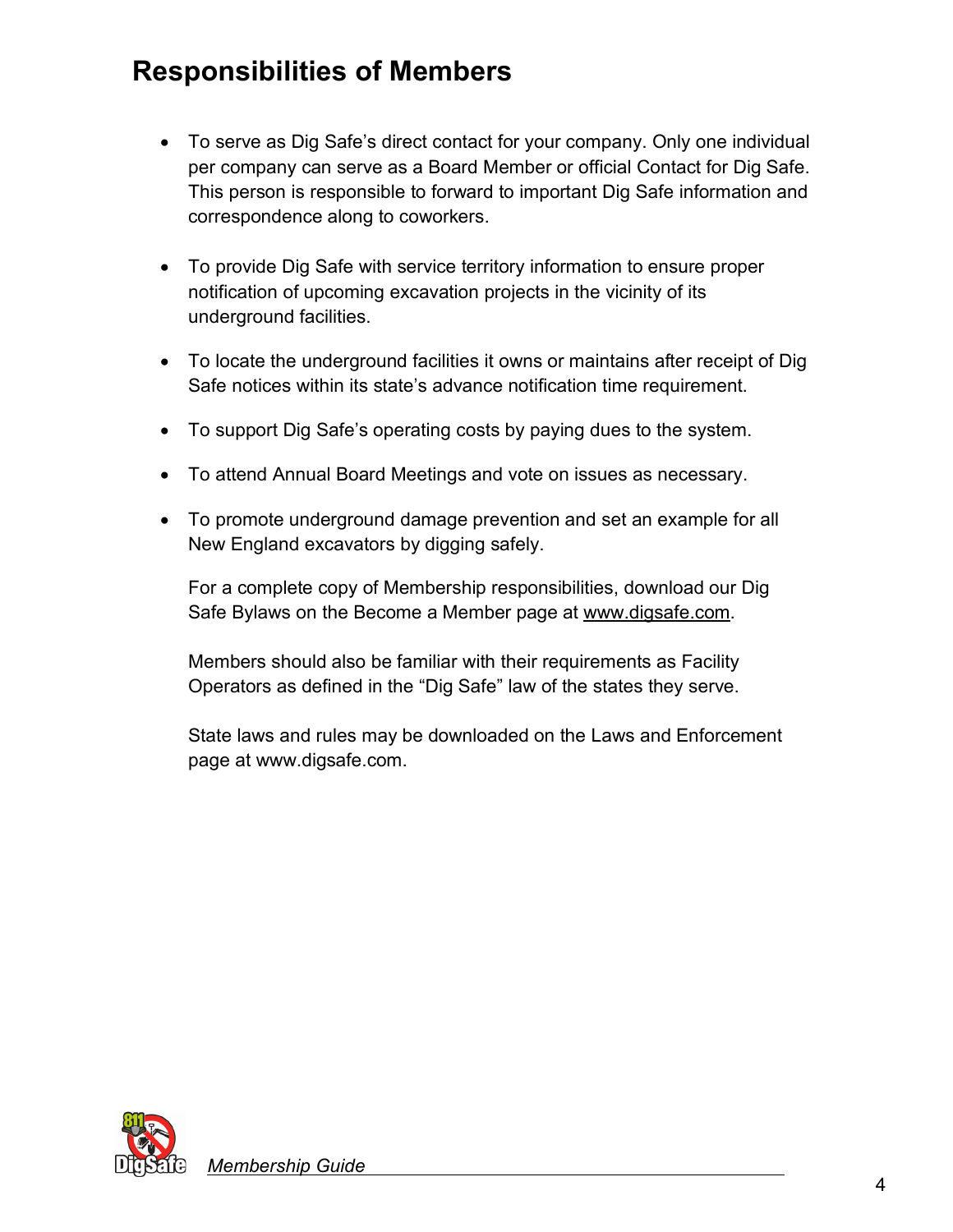## Responsibilities of Members

- To serve as Dig Safe's direct contact for your company. Only one individual per company can serve as a Board Member or official Contact for Dig Safe. This person is responsible to forward to important Dig Safe information and correspondence along to coworkers.

- To provide Dig Safe with service territory information to ensure proper notification of upcoming excavation projects in the vicinity of its underground facilities.

- To locate the underground facilities it owns or maintains after receipt of Dig Safe notices within its state's advance notification time requirement.

- To support Dig Safe's operating costs by paying dues to the system.

- To attend Annual Board Meetings and vote on issues as necessary.

- To promote underground damage prevention and set an example for all New England excavators by digging safely.

  For a complete copy of Membership responsibilities, download our Dig Safe Bylaws on the Become a Member page at www.digsafe.com.

  Members should also be familiar with their requirements as Facility Operators as defined in the "Dig Safe" law of the states they serve.

  State laws and rules may be downloaded on the Laws and Enforcement page at www.digsafe.com.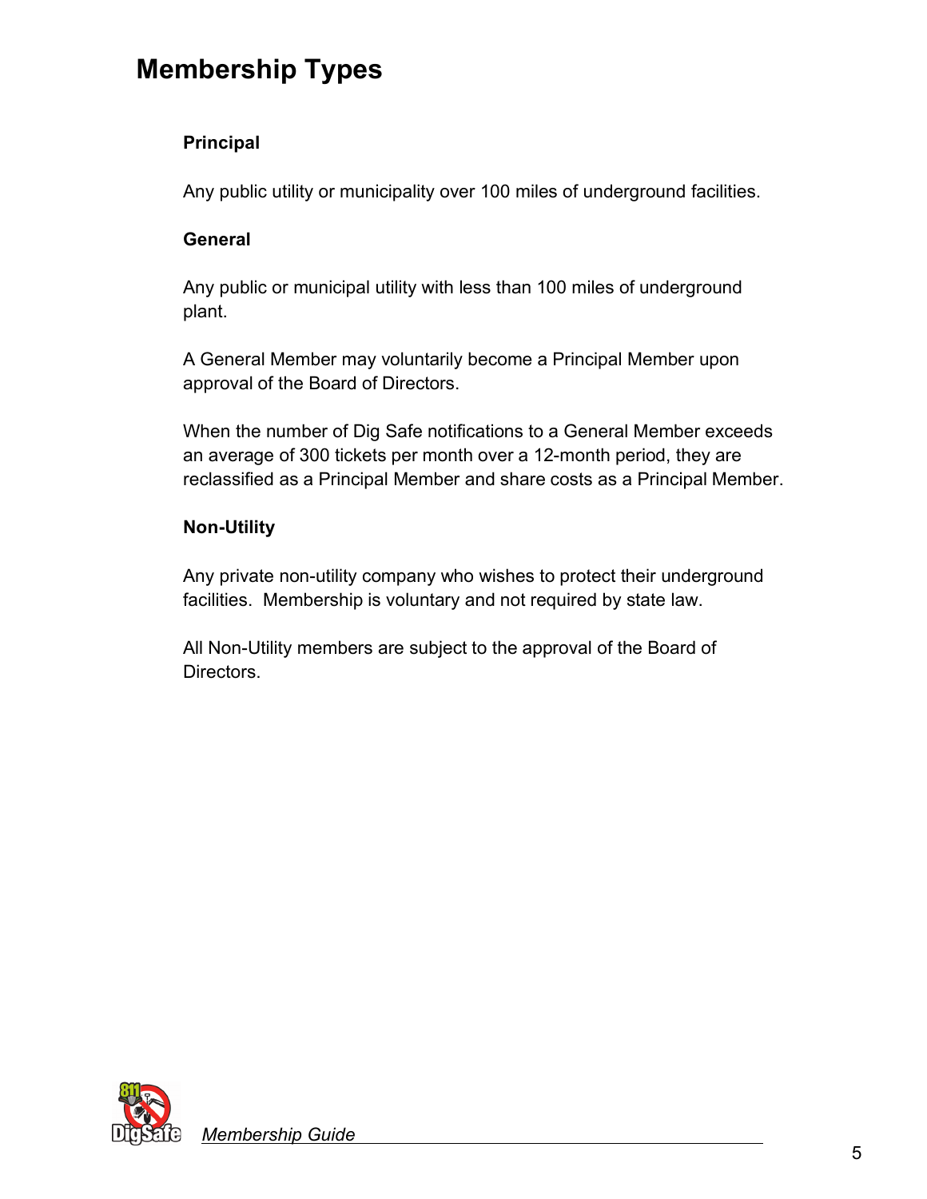# Membership Types

### Principal

Any public utility or municipality over 100 miles of underground facilities.

### General

Any public or municipal utility with less than 100 miles of underground plant.

A General Member may voluntarily become a Principal Member upon approval of the Board of Directors.

When the number of Dig Safe notifications to a General Member exceeds an average of 300 tickets per month over a 12-month period, they are reclassified as a Principal Member and share costs as a Principal Member.

### Non-Utility

Any private non-utility company who wishes to protect their underground facilities. Membership is voluntary and not required by state law.

All Non-Utility members are subject to the approval of the Board of Directors.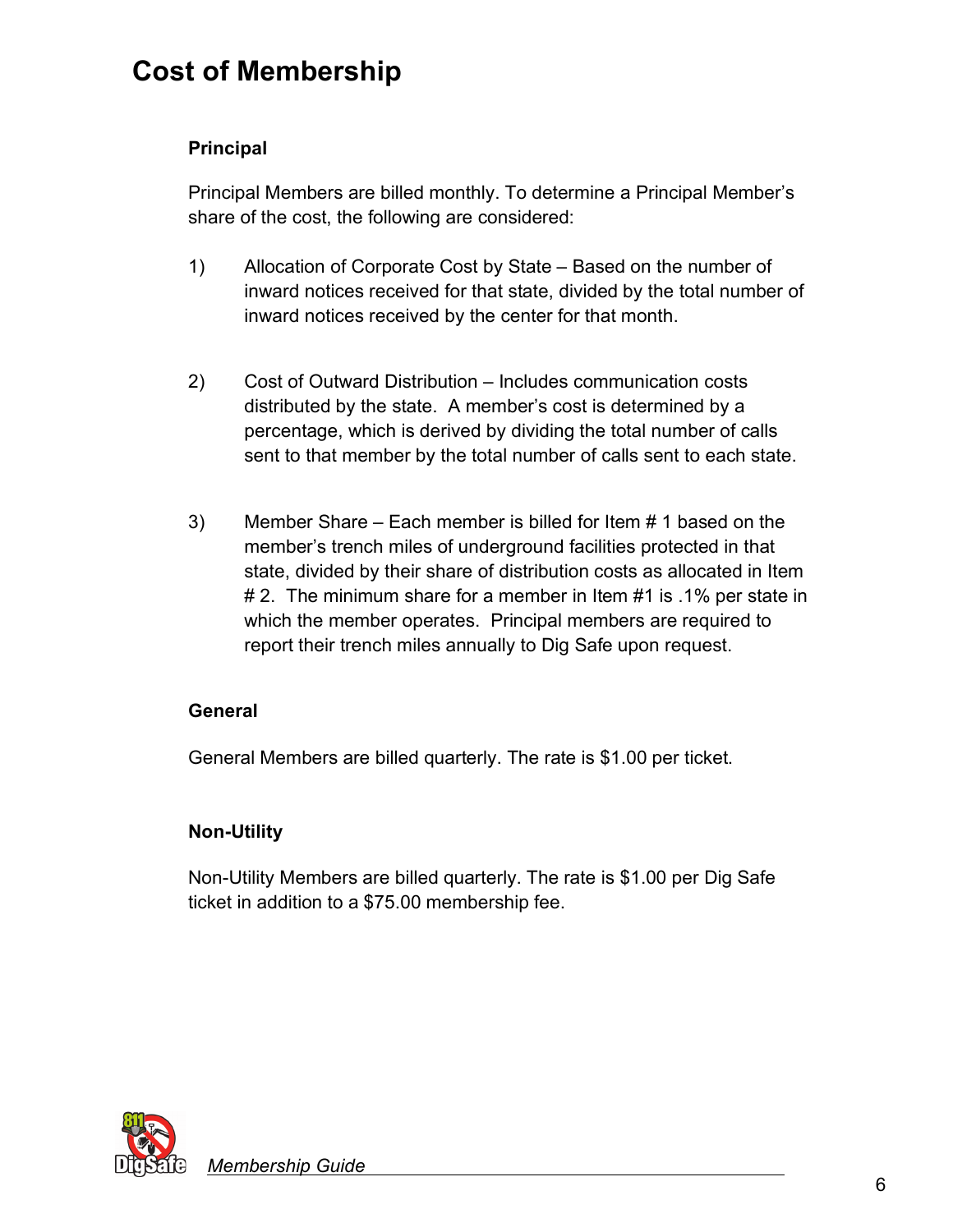# Cost of Membership

### Principal

Principal Members are billed monthly. To determine a Principal Member's share of the cost, the following are considered:

1) Allocation of Corporate Cost by State – Based on the number of inward notices received for that state, divided by the total number of inward notices received by the center for that month.

2) Cost of Outward Distribution – Includes communication costs distributed by the state. A member's cost is determined by a percentage, which is derived by dividing the total number of calls sent to that member by the total number of calls sent to each state.

3) Member Share – Each member is billed for Item # 1 based on the member's trench miles of underground facilities protected in that state, divided by their share of distribution costs as allocated in Item # 2. The minimum share for a member in Item #1 is .1% per state in which the member operates. Principal members are required to report their trench miles annually to Dig Safe upon request.

### General

General Members are billed quarterly. The rate is $1.00 per ticket.

### Non-Utility

Non-Utility Members are billed quarterly. The rate is $1.00 per Dig Safe ticket in addition to a $75.00 membership fee.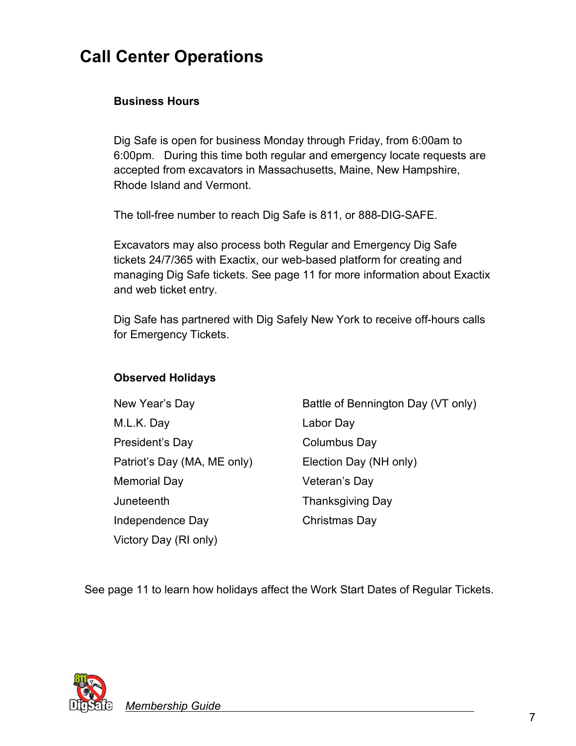# Call Center Operations

### Business Hours

Dig Safe is open for business Monday through Friday, from 6:00am to 6:00pm. During this time both regular and emergency locate requests are accepted from excavators in Massachusetts, Maine, New Hampshire, Rhode Island and Vermont.

The toll-free number to reach Dig Safe is 811, or 888-DIG-SAFE.

Excavators may also process both Regular and Emergency Dig Safe tickets 24/7/365 with Exactix, our web-based platform for creating and managing Dig Safe tickets. See page 11 for more information about Exactix and web ticket entry.

Dig Safe has partnered with Dig Safely New York to receive off-hours calls for Emergency Tickets.

### Observed Holidays

- New Year's Day
- M.L.K. Day
- President's Day
- Patriot's Day (MA, ME only)
- Memorial Day
- Juneteenth
- Independence Day
- Victory Day (RI only)
- Battle of Bennington Day (VT only)
- Labor Day
- Columbus Day
- Election Day (NH only)
- Veteran's Day
- Thanksgiving Day
- Christmas Day

See page 11 to learn how holidays affect the Work Start Dates of Regular Tickets.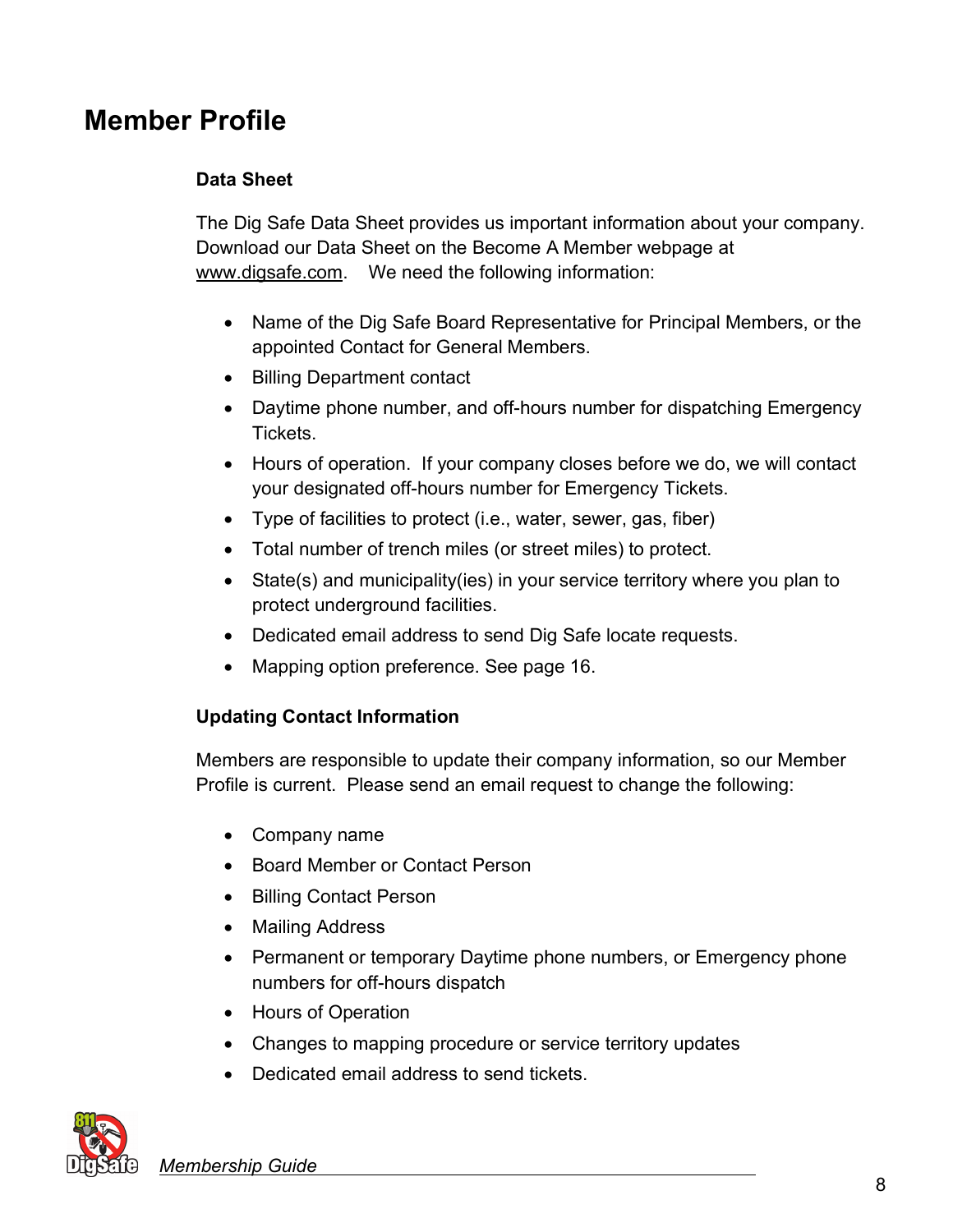# Member Profile

### Data Sheet

The Dig Safe Data Sheet provides us important information about your company. Download our Data Sheet on the Become A Member webpage at www.digsafe.com. We need the following information:

- Name of the Dig Safe Board Representative for Principal Members, or the appointed Contact for General Members.
- Billing Department contact
- Daytime phone number, and off-hours number for dispatching Emergency Tickets.
- Hours of operation. If your company closes before we do, we will contact your designated off-hours number for Emergency Tickets.
- Type of facilities to protect (i.e., water, sewer, gas, fiber)
- Total number of trench miles (or street miles) to protect.
- State(s) and municipality(ies) in your service territory where you plan to protect underground facilities.
- Dedicated email address to send Dig Safe locate requests.
- Mapping option preference. See page 16.

### Updating Contact Information

Members are responsible to update their company information, so our Member Profile is current. Please send an email request to change the following:

- Company name
- Board Member or Contact Person
- Billing Contact Person
- Mailing Address
- Permanent or temporary Daytime phone numbers, or Emergency phone numbers for off-hours dispatch
- Hours of Operation
- Changes to mapping procedure or service territory updates
- Dedicated email address to send tickets.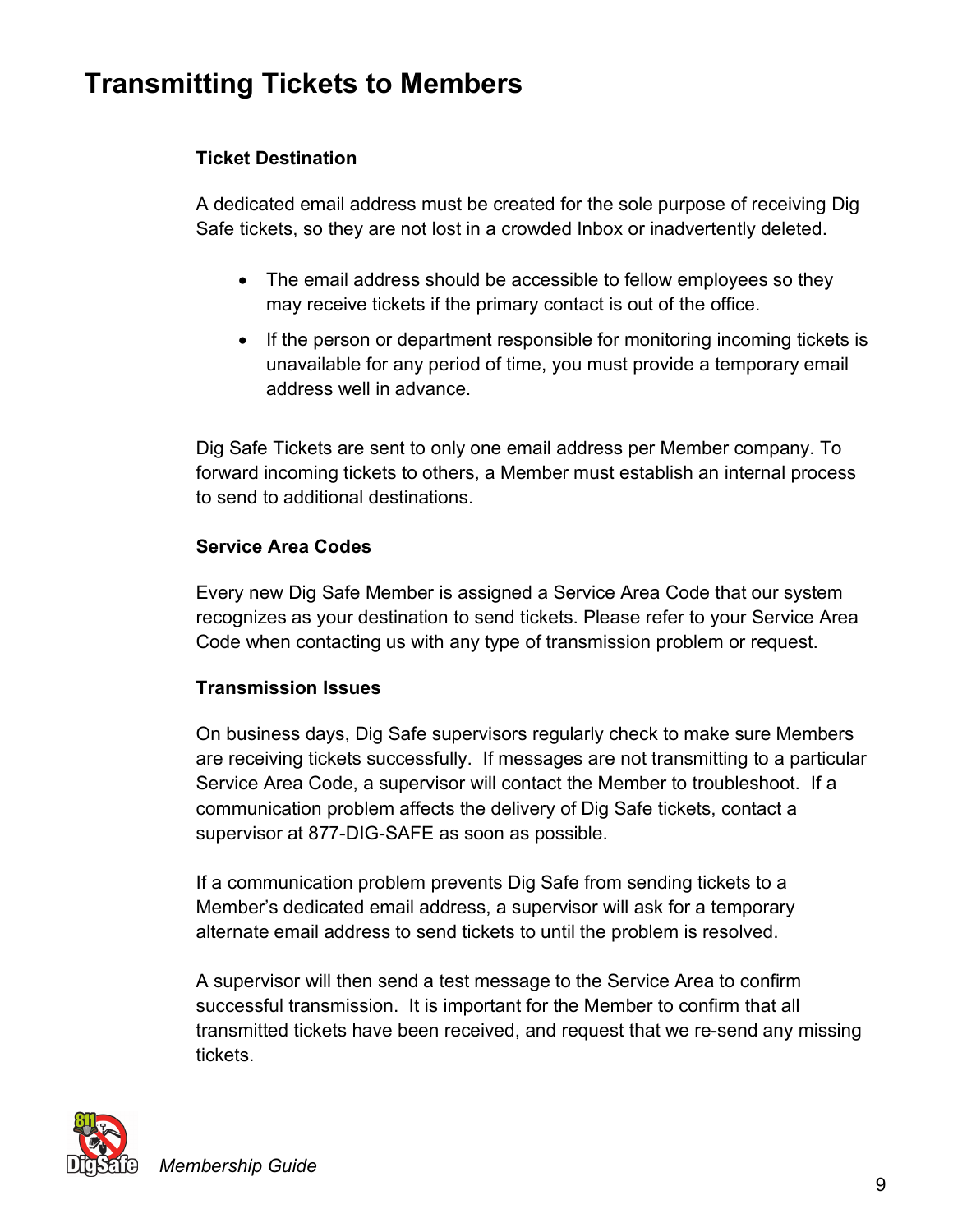# Transmitting Tickets to Members

### Ticket Destination

A dedicated email address must be created for the sole purpose of receiving Dig Safe tickets, so they are not lost in a crowded Inbox or inadvertently deleted.

- The email address should be accessible to fellow employees so they may receive tickets if the primary contact is out of the office.
- If the person or department responsible for monitoring incoming tickets is unavailable for any period of time, you must provide a temporary email address well in advance.

Dig Safe Tickets are sent to only one email address per Member company. To forward incoming tickets to others, a Member must establish an internal process to send to additional destinations.

### Service Area Codes

Every new Dig Safe Member is assigned a Service Area Code that our system recognizes as your destination to send tickets. Please refer to your Service Area Code when contacting us with any type of transmission problem or request.

### Transmission Issues

On business days, Dig Safe supervisors regularly check to make sure Members are receiving tickets successfully. If messages are not transmitting to a particular Service Area Code, a supervisor will contact the Member to troubleshoot. If a communication problem affects the delivery of Dig Safe tickets, contact a supervisor at 877-DIG-SAFE as soon as possible.

If a communication problem prevents Dig Safe from sending tickets to a Member's dedicated email address, a supervisor will ask for a temporary alternate email address to send tickets to until the problem is resolved.

A supervisor will then send a test message to the Service Area to confirm successful transmission. It is important for the Member to confirm that all transmitted tickets have been received, and request that we re-send any missing tickets.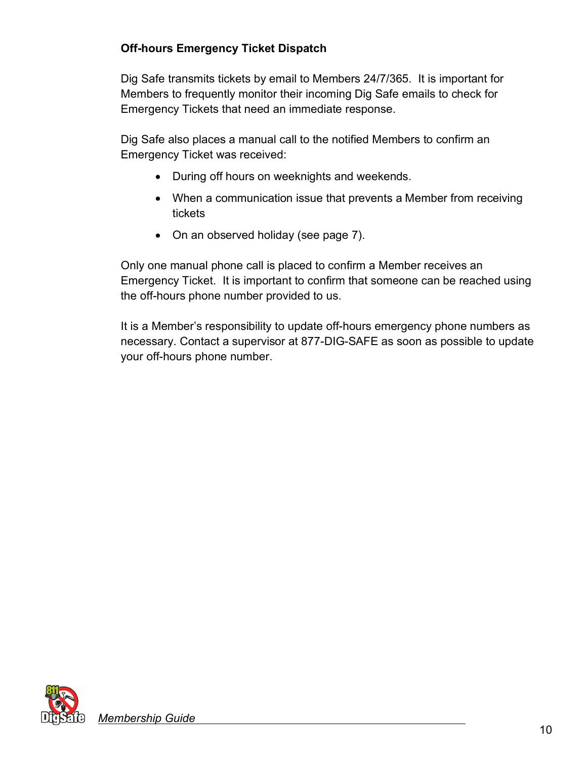### Off-hours Emergency Ticket Dispatch

Dig Safe transmits tickets by email to Members 24/7/365. It is important for Members to frequently monitor their incoming Dig Safe emails to check for Emergency Tickets that need an immediate response.

Dig Safe also places a manual call to the notified Members to confirm an Emergency Ticket was received:

- During off hours on weeknights and weekends.
- When a communication issue that prevents a Member from receiving tickets
- On an observed holiday (see page 7).

Only one manual phone call is placed to confirm a Member receives an Emergency Ticket. It is important to confirm that someone can be reached using the off-hours phone number provided to us.

It is a Member's responsibility to update off-hours emergency phone numbers as necessary. Contact a supervisor at 877-DIG-SAFE as soon as possible to update your off-hours phone number.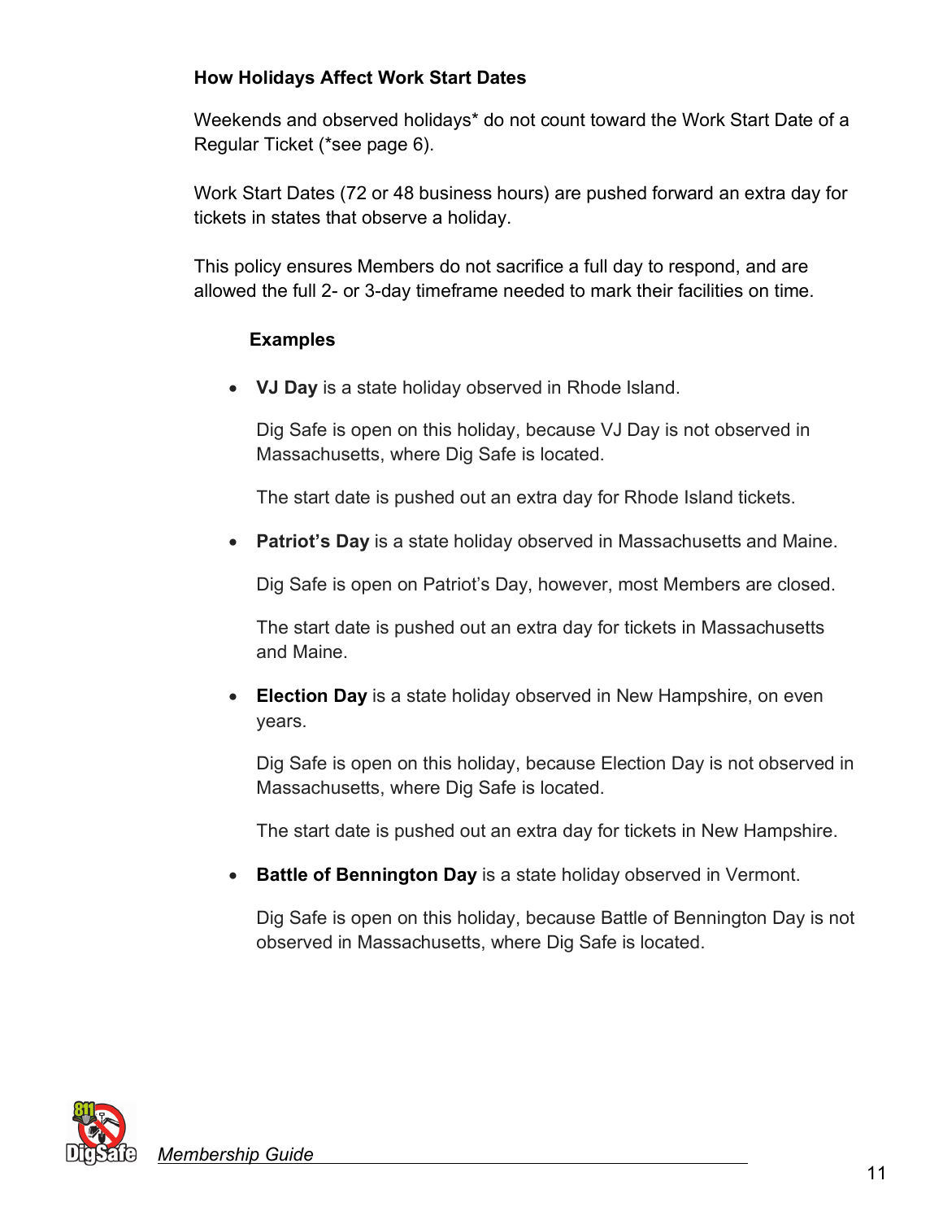### How Holidays Affect Work Start Dates

Weekends and observed holidays* do not count toward the Work Start Date of a Regular Ticket (*see page 6).

Work Start Dates (72 or 48 business hours) are pushed forward an extra day for tickets in states that observe a holiday.

This policy ensures Members do not sacrifice a full day to respond, and are allowed the full 2- or 3-day timeframe needed to mark their facilities on time.

#### Examples

- **VJ Day** is a state holiday observed in Rhode Island.

  Dig Safe is open on this holiday, because VJ Day is not observed in Massachusetts, where Dig Safe is located.

  The start date is pushed out an extra day for Rhode Island tickets.

- **Patriot's Day** is a state holiday observed in Massachusetts and Maine.

  Dig Safe is open on Patriot's Day, however, most Members are closed.

  The start date is pushed out an extra day for tickets in Massachusetts and Maine.

- **Election Day** is a state holiday observed in New Hampshire, on even years.

  Dig Safe is open on this holiday, because Election Day is not observed in Massachusetts, where Dig Safe is located.

  The start date is pushed out an extra day for tickets in New Hampshire.

- **Battle of Bennington Day** is a state holiday observed in Vermont.

  Dig Safe is open on this holiday, because Battle of Bennington Day is not observed in Massachusetts, where Dig Safe is located.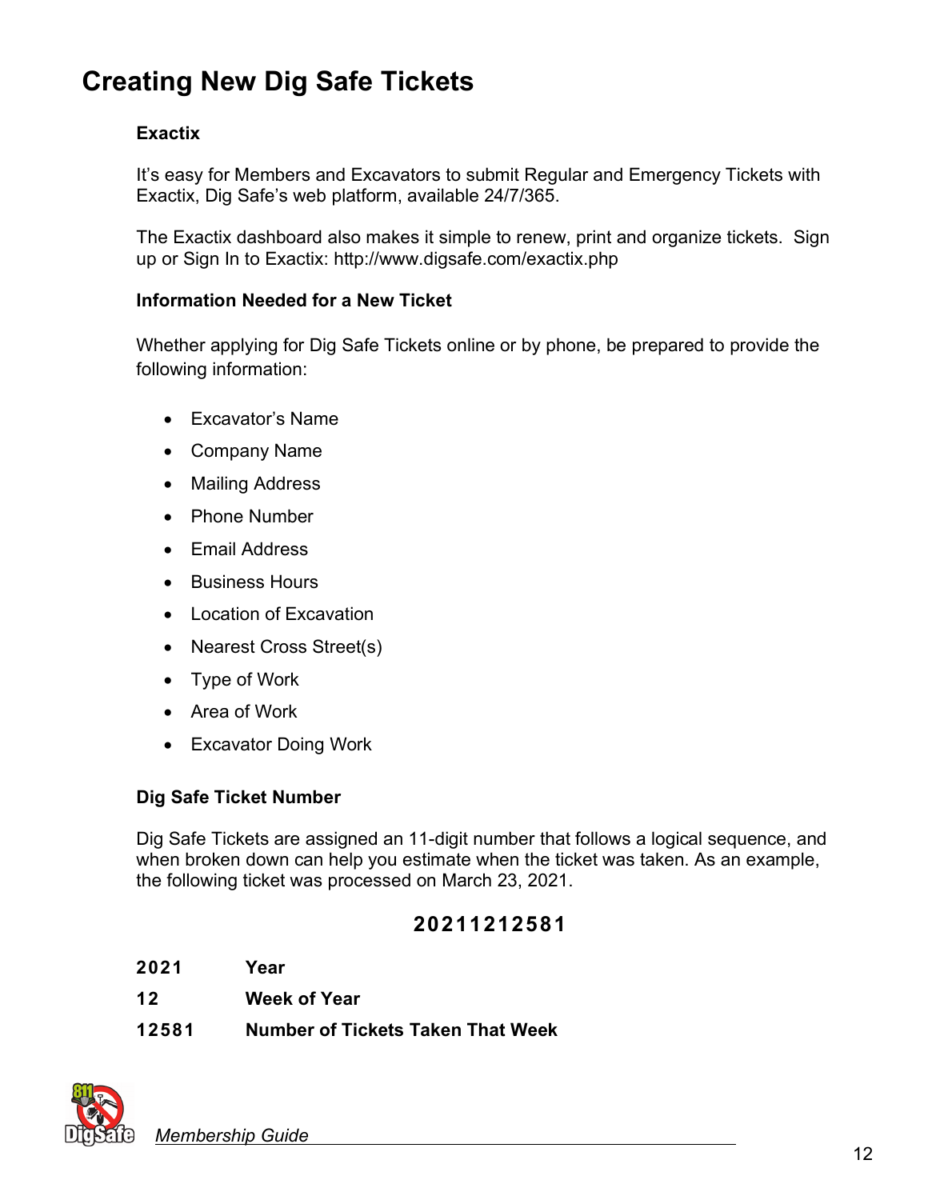# Creating New Dig Safe Tickets

### Exactix

It's easy for Members and Excavators to submit Regular and Emergency Tickets with Exactix, Dig Safe's web platform, available 24/7/365.

The Exactix dashboard also makes it simple to renew, print and organize tickets. Sign up or Sign In to Exactix: http://www.digsafe.com/exactix.php

### Information Needed for a New Ticket

Whether applying for Dig Safe Tickets online or by phone, be prepared to provide the following information:

- Excavator's Name
- Company Name
- Mailing Address
- Phone Number
- Email Address
- Business Hours
- Location of Excavation
- Nearest Cross Street(s)
- Type of Work
- Area of Work
- Excavator Doing Work

### Dig Safe Ticket Number

Dig Safe Tickets are assigned an 11-digit number that follows a logical sequence, and when broken down can help you estimate when the ticket was taken. As an example, the following ticket was processed on March 23, 2021.

**20211212581**

| | |
|---|---|
| **2021** | **Year** |
| **12** | **Week of Year** |
| **12581** | **Number of Tickets Taken That Week** |

*Membership Guide*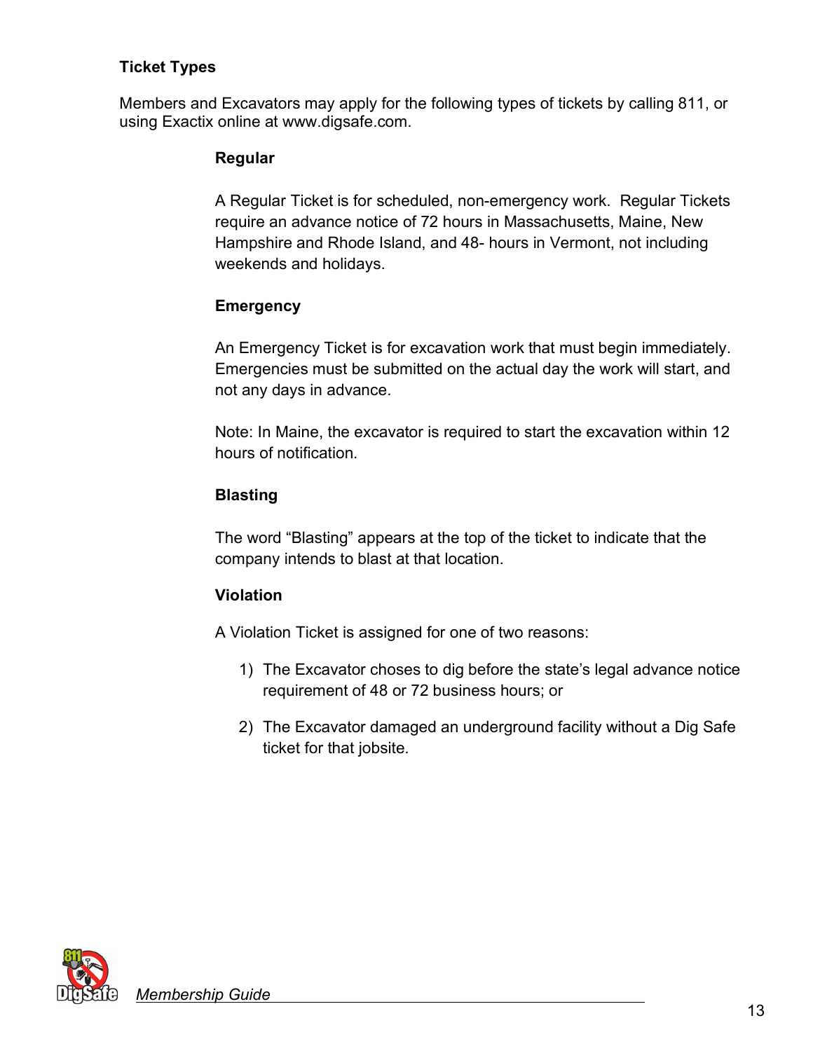### Ticket Types

Members and Excavators may apply for the following types of tickets by calling 811, or using Exactix online at www.digsafe.com.

#### Regular

A Regular Ticket is for scheduled, non-emergency work. Regular Tickets require an advance notice of 72 hours in Massachusetts, Maine, New Hampshire and Rhode Island, and 48- hours in Vermont, not including weekends and holidays.

#### Emergency

An Emergency Ticket is for excavation work that must begin immediately. Emergencies must be submitted on the actual day the work will start, and not any days in advance.

Note: In Maine, the excavator is required to start the excavation within 12 hours of notification.

#### Blasting

The word "Blasting" appears at the top of the ticket to indicate that the company intends to blast at that location.

#### Violation

A Violation Ticket is assigned for one of two reasons:

1) The Excavator choses to dig before the state's legal advance notice requirement of 48 or 72 business hours; or
2) The Excavator damaged an underground facility without a Dig Safe ticket for that jobsite.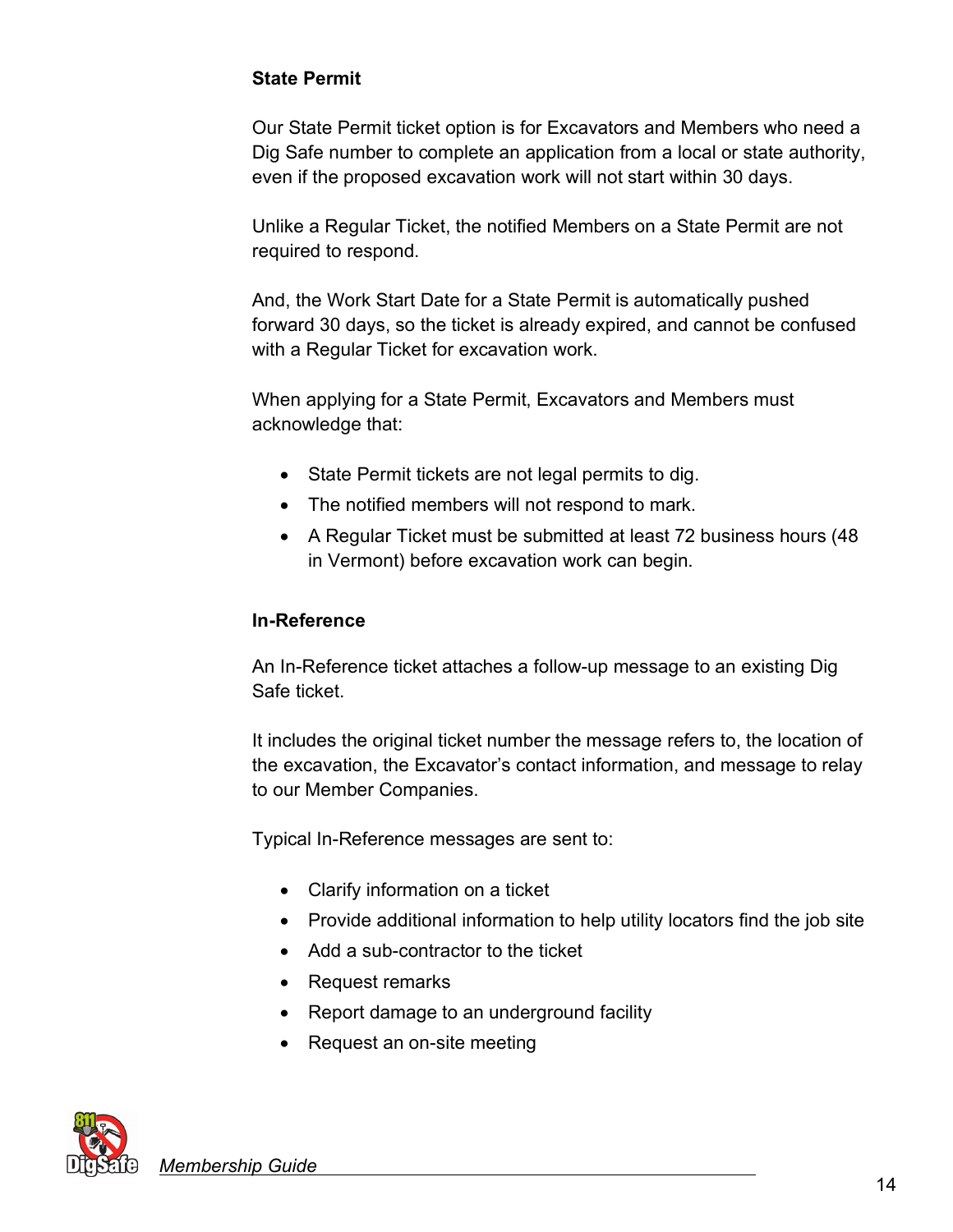### State Permit

Our State Permit ticket option is for Excavators and Members who need a Dig Safe number to complete an application from a local or state authority, even if the proposed excavation work will not start within 30 days.

Unlike a Regular Ticket, the notified Members on a State Permit are not required to respond.

And, the Work Start Date for a State Permit is automatically pushed forward 30 days, so the ticket is already expired, and cannot be confused with a Regular Ticket for excavation work.

When applying for a State Permit, Excavators and Members must acknowledge that:

- State Permit tickets are not legal permits to dig.
- The notified members will not respond to mark.
- A Regular Ticket must be submitted at least 72 business hours (48 in Vermont) before excavation work can begin.

### In-Reference

An In-Reference ticket attaches a follow-up message to an existing Dig Safe ticket.

It includes the original ticket number the message refers to, the location of the excavation, the Excavator's contact information, and message to relay to our Member Companies.

Typical In-Reference messages are sent to:

- Clarify information on a ticket
- Provide additional information to help utility locators find the job site
- Add a sub-contractor to the ticket
- Request remarks
- Report damage to an underground facility
- Request an on-site meeting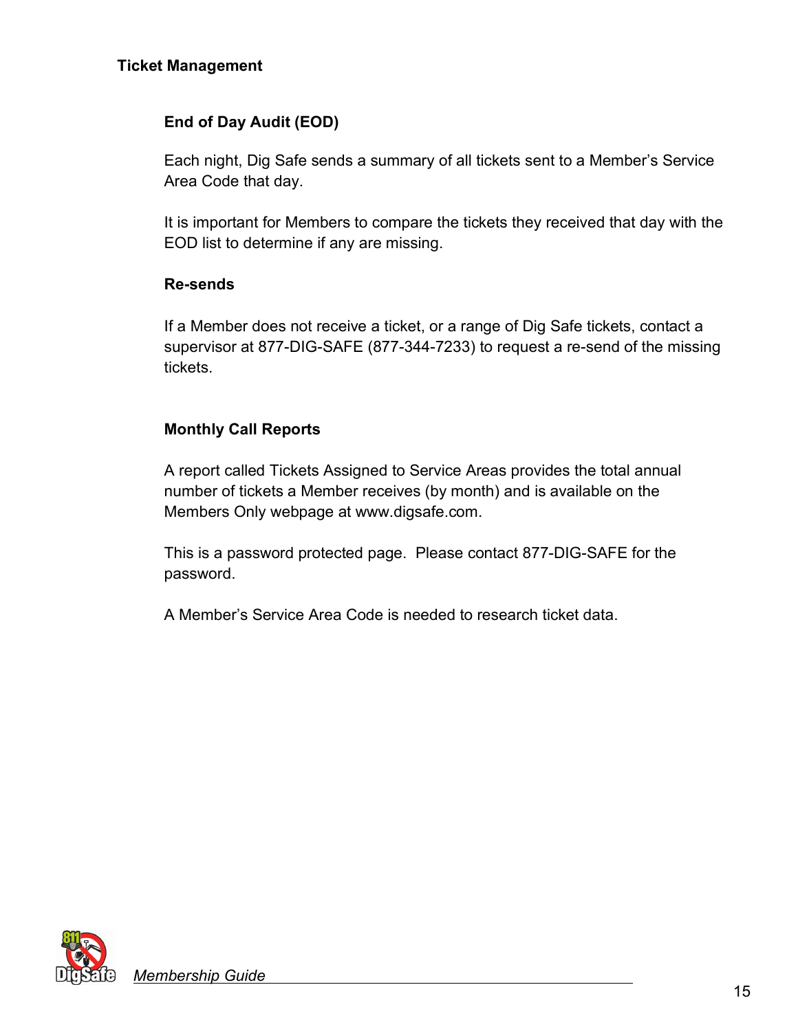## Ticket Management

### End of Day Audit (EOD)

Each night, Dig Safe sends a summary of all tickets sent to a Member's Service Area Code that day.

It is important for Members to compare the tickets they received that day with the EOD list to determine if any are missing.

### Re-sends

If a Member does not receive a ticket, or a range of Dig Safe tickets, contact a supervisor at 877-DIG-SAFE (877-344-7233) to request a re-send of the missing tickets.

### Monthly Call Reports

A report called Tickets Assigned to Service Areas provides the total annual number of tickets a Member receives (by month) and is available on the Members Only webpage at www.digsafe.com.

This is a password protected page. Please contact 877-DIG-SAFE for the password.

A Member's Service Area Code is needed to research ticket data.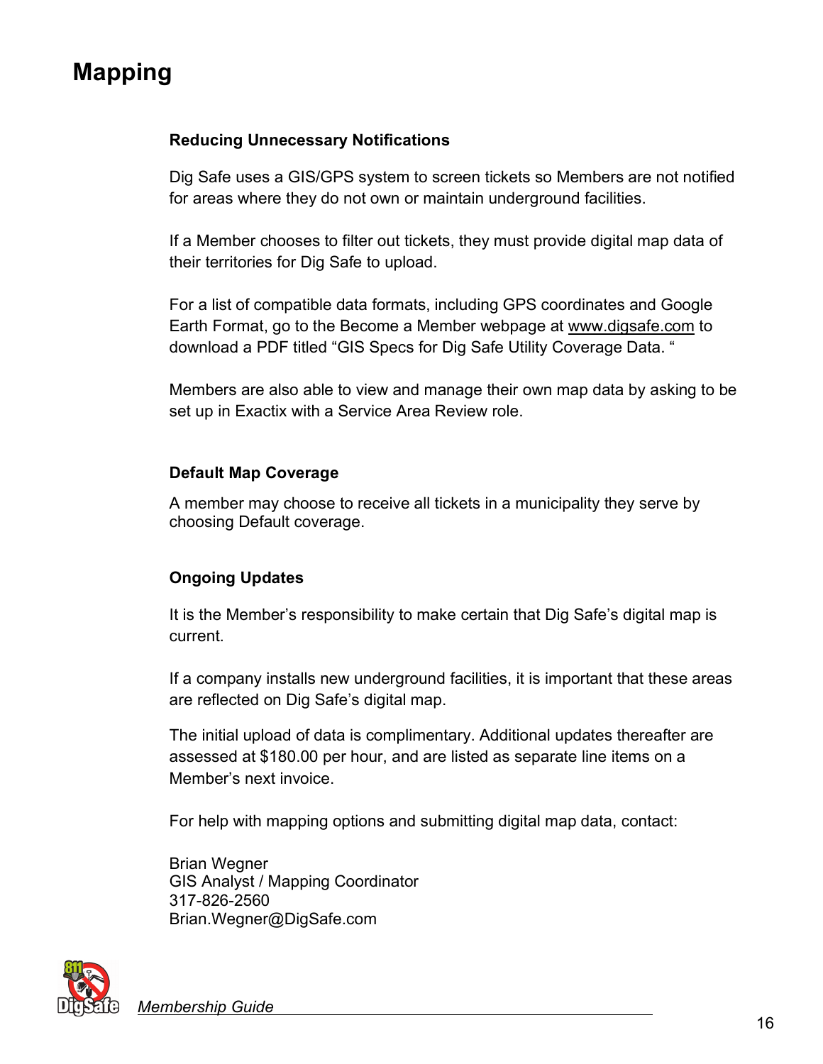# Mapping

### Reducing Unnecessary Notifications

Dig Safe uses a GIS/GPS system to screen tickets so Members are not notified for areas where they do not own or maintain underground facilities.

If a Member chooses to filter out tickets, they must provide digital map data of their territories for Dig Safe to upload.

For a list of compatible data formats, including GPS coordinates and Google Earth Format, go to the Become a Member webpage at www.digsafe.com to download a PDF titled “GIS Specs for Dig Safe Utility Coverage Data. “

Members are also able to view and manage their own map data by asking to be set up in Exactix with a Service Area Review role.

### Default Map Coverage

A member may choose to receive all tickets in a municipality they serve by choosing Default coverage.

### Ongoing Updates

It is the Member’s responsibility to make certain that Dig Safe’s digital map is current.

If a company installs new underground facilities, it is important that these areas are reflected on Dig Safe’s digital map.

The initial upload of data is complimentary. Additional updates thereafter are assessed at $180.00 per hour, and are listed as separate line items on a Member’s next invoice.

For help with mapping options and submitting digital map data, contact:

Brian Wegner
GIS Analyst / Mapping Coordinator
317-826-2560
Brian.Wegner@DigSafe.com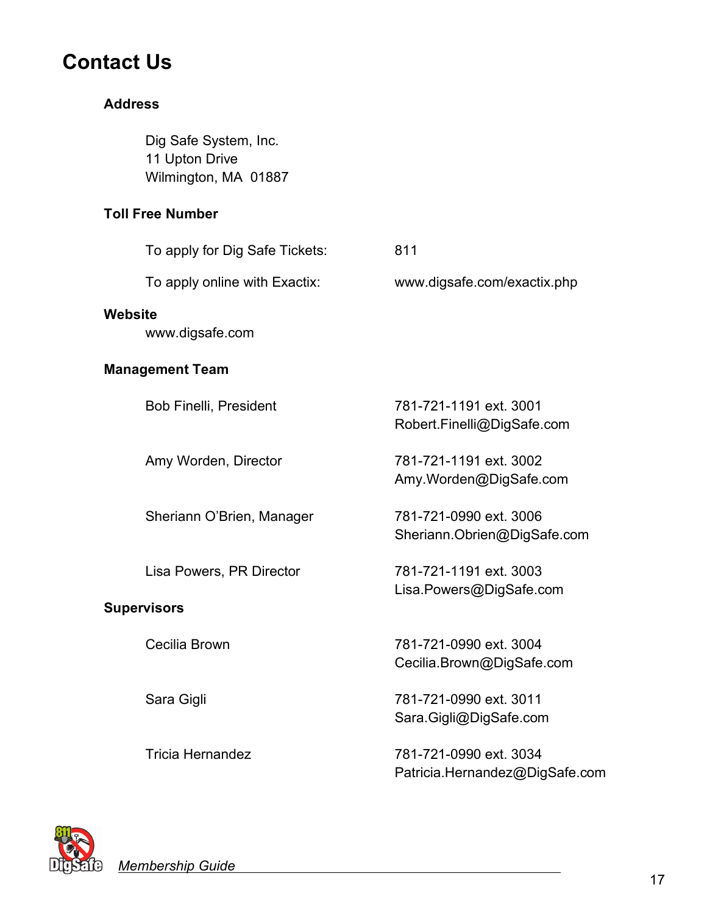# Contact Us

### Address

Dig Safe System, Inc.
11 Upton Drive
Wilmington, MA 01887

### Toll Free Number

| | |
|---|---|
| To apply for Dig Safe Tickets: | 811 |
| To apply online with Exactix: | www.digsafe.com/exactix.php |

### Website

www.digsafe.com

### Management Team

| | |
|---|---|
| Bob Finelli, President | 781-721-1191 ext. 3001<br>Robert.Finelli@DigSafe.com |
| Amy Worden, Director | 781-721-1191 ext. 3002<br>Amy.Worden@DigSafe.com |
| Sheriann O'Brien, Manager | 781-721-0990 ext. 3006<br>Sheriann.Obrien@DigSafe.com |
| Lisa Powers, PR Director | 781-721-1191 ext. 3003<br>Lisa.Powers@DigSafe.com |

### Supervisors

| | |
|---|---|
| Cecilia Brown | 781-721-0990 ext. 3004<br>Cecilia.Brown@DigSafe.com |
| Sara Gigli | 781-721-0990 ext. 3011<br>Sara.Gigli@DigSafe.com |
| Tricia Hernandez | 781-721-0990 ext. 3034<br>Patricia.Hernandez@DigSafe.com |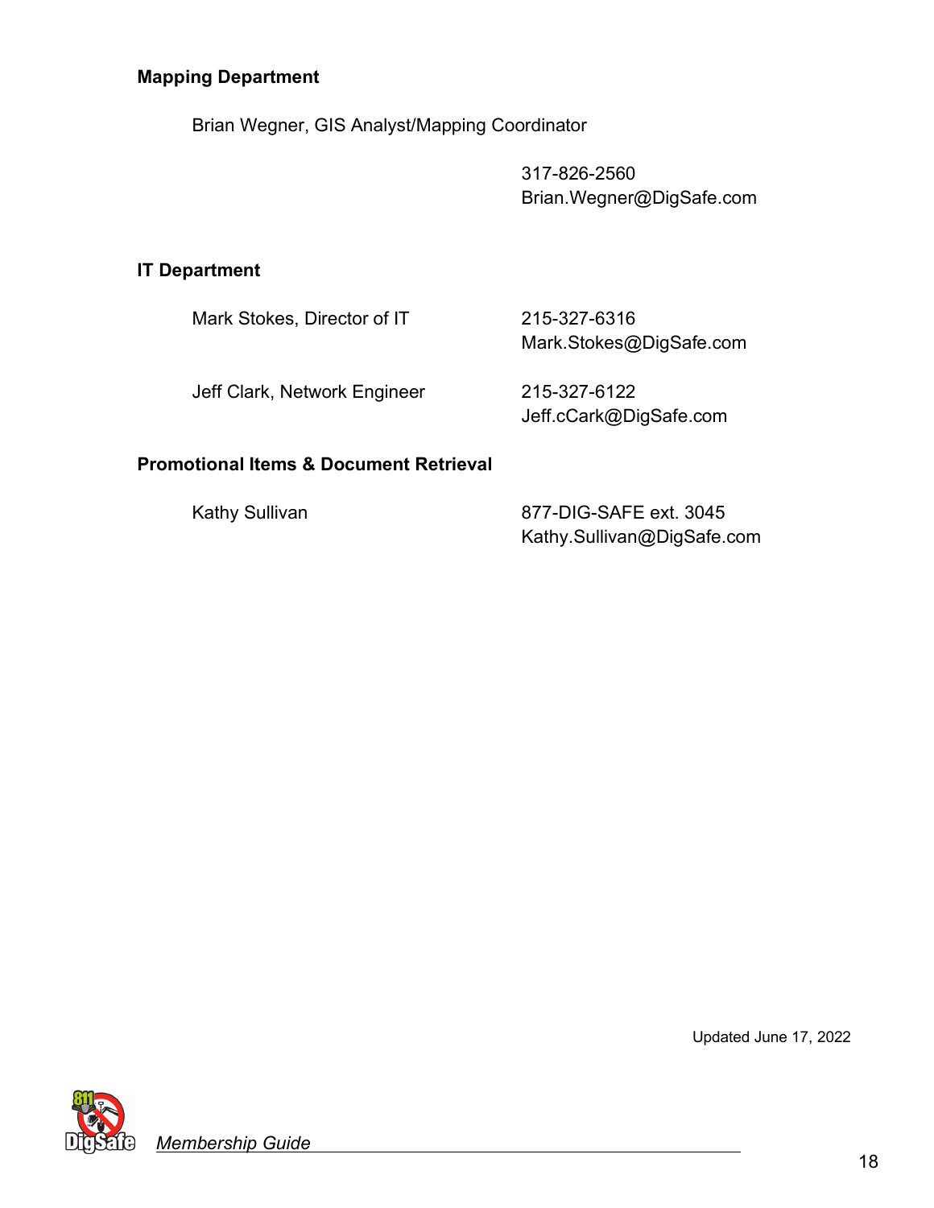**Mapping Department**

Brian Wegner, GIS Analyst/Mapping Coordinator

317-826-2560
Brian.Wegner@DigSafe.com

**IT Department**

Mark Stokes, Director of IT
215-327-6316
Mark.Stokes@DigSafe.com

Jeff Clark, Network Engineer
215-327-6122
Jeff.cCark@DigSafe.com

**Promotional Items & Document Retrieval**

Kathy Sullivan
877-DIG-SAFE ext. 3045
Kathy.Sullivan@DigSafe.com

Updated June 17, 2022